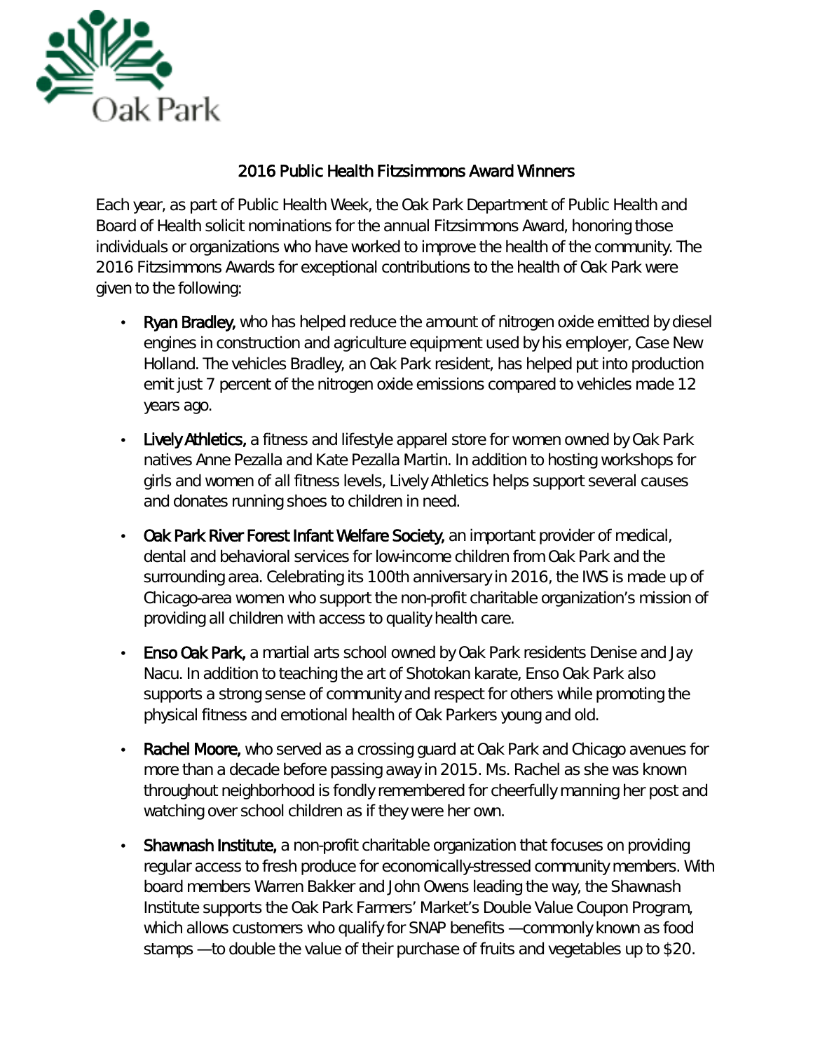# 2016 Public Health Fitzsimmons Award Winners

Each year, as part of Public Health Week, the Oak Park Department of Public Health and Board of Health solicit nominations for the annual Fitzsimmons Award, honoring those individuals or organizations who have worked to improve the health of the community. The 2016 Fitzsimmons Awards for exceptional contributions to the health of Oak Park were given to the following:

- **Ryan Bradley,** who has helped reduce the amount of nitrogen oxide emitted by diesel engines in construction and agriculture equipment used by his employer, Case New Holland. The vehicles Bradley, an Oak Park resident, has helped put into production emit just 7 percent of the nitrogen oxide emissions compared to vehicles made 12 years ago.
- **Lively Athletics,** a fitness and lifestyle apparel store for women owned by Oak Park natives Anne Pezalla and Kate Pezalla Martin. In addition to hosting workshops for girls and women of all fitness levels, Lively Athletics helps support several causes and donates running shoes to children in need.
- **Oak Park River Forest Infant Welfare Society,** an important provider of medical, dental and behavioral services for low-income children from Oak Park and the surrounding area. Celebrating its 100th anniversary in 2016, the IWS is made up of Chicago-area women who support the non-profit charitable organization's mission of providing all children with access to quality health care.
- **Enso Oak Park,** a martial arts school owned by Oak Park residents Denise and Jay Nacu. In addition to teaching the art of Shotokan karate, Enso Oak Park also supports a strong sense of community and respect for others while promoting the physical fitness and emotional health of Oak Parkers young and old.
- **Rachel Moore,** who served as a crossing guard at Oak Park and Chicago avenues for more than a decade before passing away in 2015. Ms. Rachel as she was known throughout neighborhood is fondly remembered for cheerfully manning her post and watching over school children as if they were her own.
- **Shawnash Institute,** a non-profit charitable organization that focuses on providing regular access to fresh produce for economically-stressed community members. With board members Warren Bakker and John Owens leading the way, the Shawnash Institute supports the Oak Park Farmers' Market's Double Value Coupon Program, which allows customers who qualify for SNAP benefits —commonly known as food stamps —to double the value of their purchase of fruits and vegetables up to $20.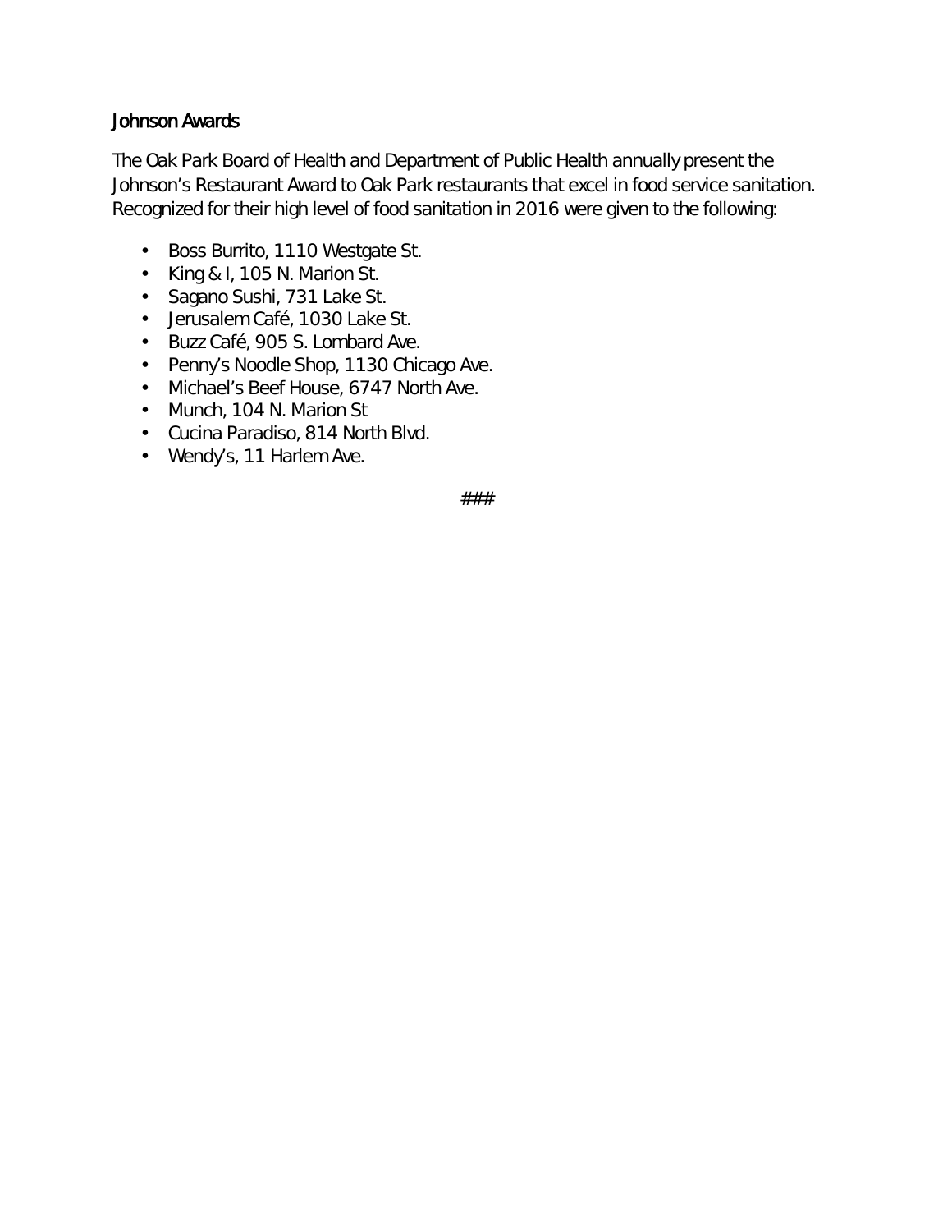## Johnson Awards

The Oak Park Board of Health and Department of Public Health annually present the Johnson's Restaurant Award to Oak Park restaurants that excel in food service sanitation. Recognized for their high level of food sanitation in 2016 were given to the following:

- Boss Burrito, 1110 Westgate St.
- King & I, 105 N. Marion St.
- Sagano Sushi, 731 Lake St.
- Jerusalem Café, 1030 Lake St.
- Buzz Café, 905 S. Lombard Ave.
- Penny's Noodle Shop, 1130 Chicago Ave.
- Michael's Beef House, 6747 North Ave.
- Munch, 104 N. Marion St
- Cucina Paradiso, 814 North Blvd.
- Wendy's, 11 Harlem Ave.

###